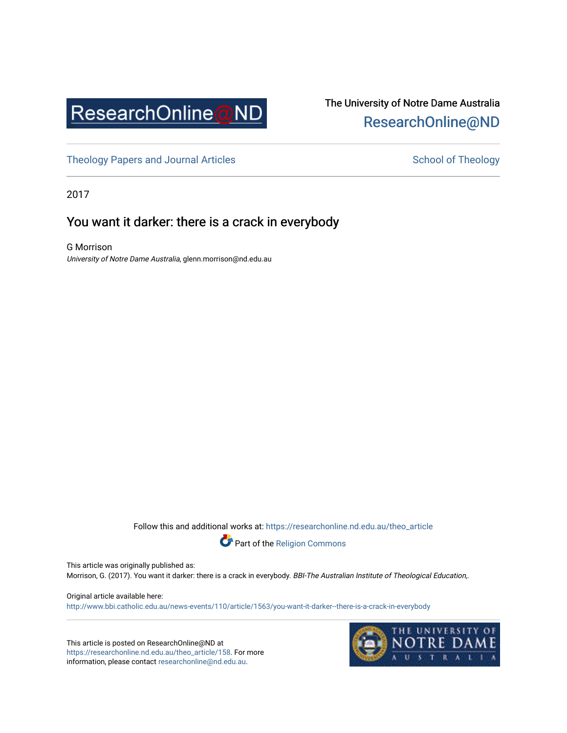ResearchOnline@ND

The University of Notre Dame Australia
ResearchOnline@ND

Theology Papers and Journal Articles — School of Theology

2017

# You want it darker: there is a crack in everybody

G Morrison
*University of Notre Dame Australia*, glenn.morrison@nd.edu.au

Follow this and additional works at: https://researchonline.nd.edu.au/theo_article

Part of the Religion Commons

This article was originally published as:
Morrison, G. (2017). You want it darker: there is a crack in everybody. *BBI-The Australian Institute of Theological Education,*.

Original article available here:
http://www.bbi.catholic.edu.au/news-events/110/article/1563/you-want-it-darker--there-is-a-crack-in-everybody

This article is posted on ResearchOnline@ND at https://researchonline.nd.edu.au/theo_article/158. For more information, please contact researchonline@nd.edu.au.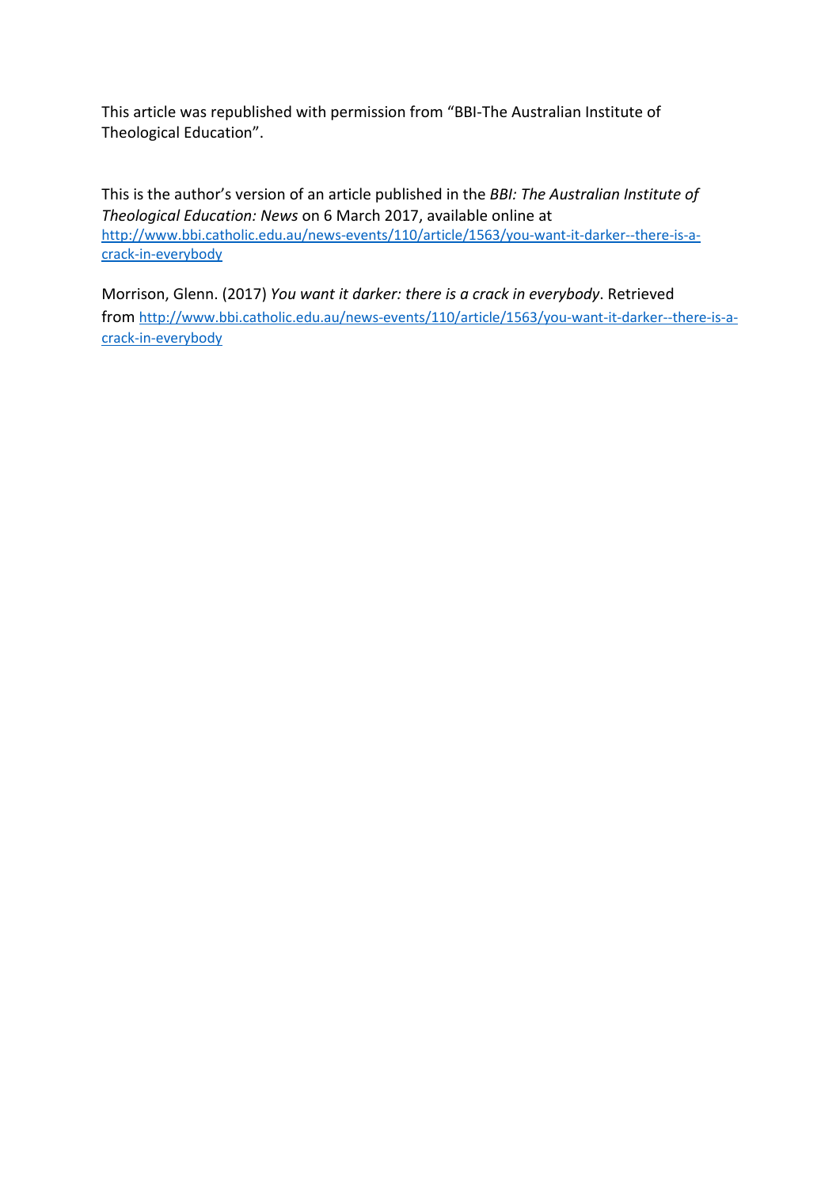This article was republished with permission from "BBI-The Australian Institute of Theological Education".

This is the author's version of an article published in the *BBI: The Australian Institute of Theological Education: News* on 6 March 2017, available online at http://www.bbi.catholic.edu.au/news-events/110/article/1563/you-want-it-darker--there-is-a-crack-in-everybody

Morrison, Glenn. (2017) *You want it darker: there is a crack in everybody*. Retrieved from http://www.bbi.catholic.edu.au/news-events/110/article/1563/you-want-it-darker--there-is-a-crack-in-everybody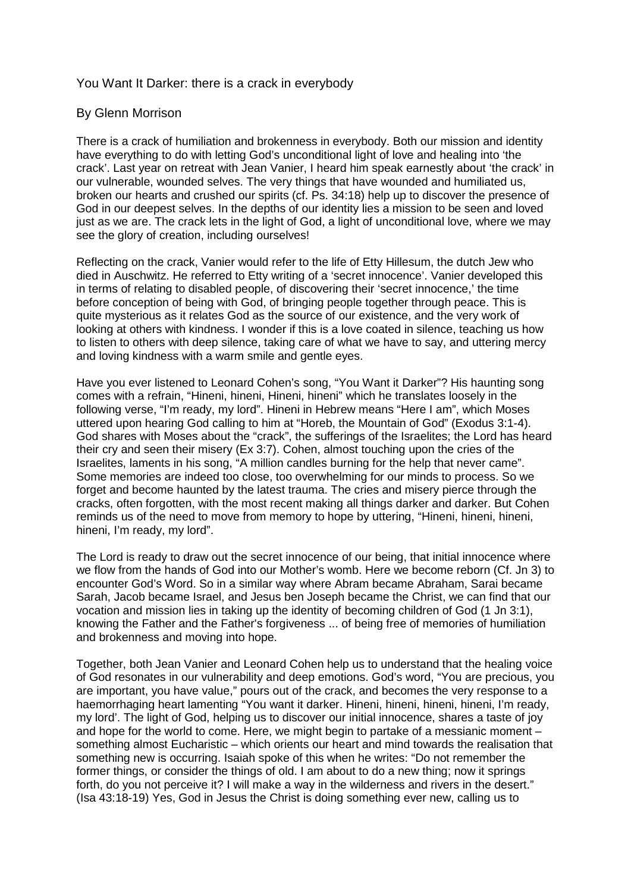You Want It Darker: there is a crack in everybody

By Glenn Morrison

There is a crack of humiliation and brokenness in everybody. Both our mission and identity have everything to do with letting God's unconditional light of love and healing into 'the crack'. Last year on retreat with Jean Vanier, I heard him speak earnestly about 'the crack' in our vulnerable, wounded selves. The very things that have wounded and humiliated us, broken our hearts and crushed our spirits (cf. Ps. 34:18) help up to discover the presence of God in our deepest selves. In the depths of our identity lies a mission to be seen and loved just as we are. The crack lets in the light of God, a light of unconditional love, where we may see the glory of creation, including ourselves!

Reflecting on the crack, Vanier would refer to the life of Etty Hillesum, the dutch Jew who died in Auschwitz. He referred to Etty writing of a 'secret innocence'. Vanier developed this in terms of relating to disabled people, of discovering their 'secret innocence,' the time before conception of being with God, of bringing people together through peace. This is quite mysterious as it relates God as the source of our existence, and the very work of looking at others with kindness. I wonder if this is a love coated in silence, teaching us how to listen to others with deep silence, taking care of what we have to say, and uttering mercy and loving kindness with a warm smile and gentle eyes.

Have you ever listened to Leonard Cohen's song, "You Want it Darker"? His haunting song comes with a refrain, "Hineni, hineni, Hineni, hineni" which he translates loosely in the following verse, "I'm ready, my lord". Hineni in Hebrew means "Here I am", which Moses uttered upon hearing God calling to him at "Horeb, the Mountain of God" (Exodus 3:1-4). God shares with Moses about the "crack", the sufferings of the Israelites; the Lord has heard their cry and seen their misery (Ex 3:7). Cohen, almost touching upon the cries of the Israelites, laments in his song, "A million candles burning for the help that never came". Some memories are indeed too close, too overwhelming for our minds to process. So we forget and become haunted by the latest trauma. The cries and misery pierce through the cracks, often forgotten, with the most recent making all things darker and darker. But Cohen reminds us of the need to move from memory to hope by uttering, "Hineni, hineni, hineni, hineni, I'm ready, my lord".

The Lord is ready to draw out the secret innocence of our being, that initial innocence where we flow from the hands of God into our Mother's womb. Here we become reborn (Cf. Jn 3) to encounter God's Word. So in a similar way where Abram became Abraham, Sarai became Sarah, Jacob became Israel, and Jesus ben Joseph became the Christ, we can find that our vocation and mission lies in taking up the identity of becoming children of God (1 Jn 3:1), knowing the Father and the Father's forgiveness ... of being free of memories of humiliation and brokenness and moving into hope.

Together, both Jean Vanier and Leonard Cohen help us to understand that the healing voice of God resonates in our vulnerability and deep emotions. God's word, "You are precious, you are important, you have value," pours out of the crack, and becomes the very response to a haemorrhaging heart lamenting "You want it darker. Hineni, hineni, hineni, hineni, I'm ready, my lord'. The light of God, helping us to discover our initial innocence, shares a taste of joy and hope for the world to come. Here, we might begin to partake of a messianic moment – something almost Eucharistic – which orients our heart and mind towards the realisation that something new is occurring. Isaiah spoke of this when he writes: "Do not remember the former things, or consider the things of old. I am about to do a new thing; now it springs forth, do you not perceive it? I will make a way in the wilderness and rivers in the desert." (Isa 43:18-19) Yes, God in Jesus the Christ is doing something ever new, calling us to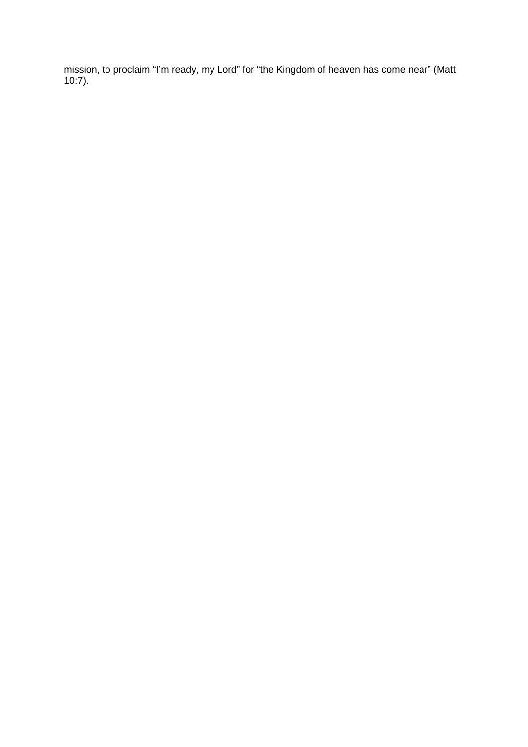mission, to proclaim “I’m ready, my Lord” for “the Kingdom of heaven has come near” (Matt 10:7).